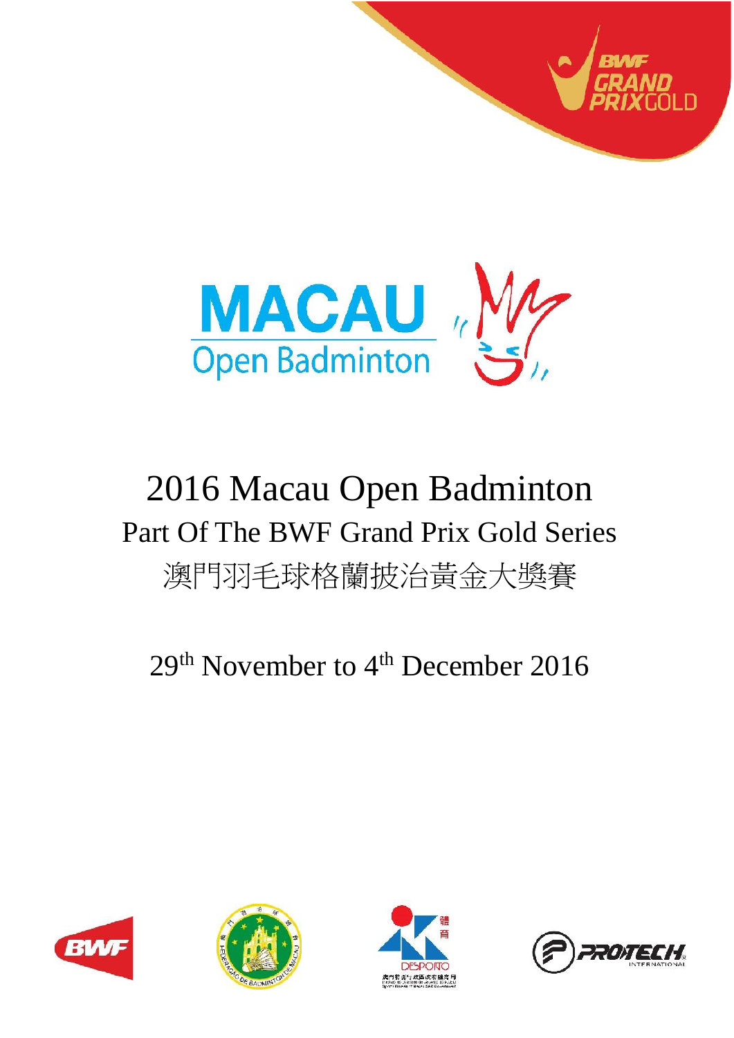# 2016 Macau Open Badminton

## Part Of The BWF Grand Prix Gold Series

## 澳門羽毛球格蘭披治黃金大獎賽

29th November to 4th December 2016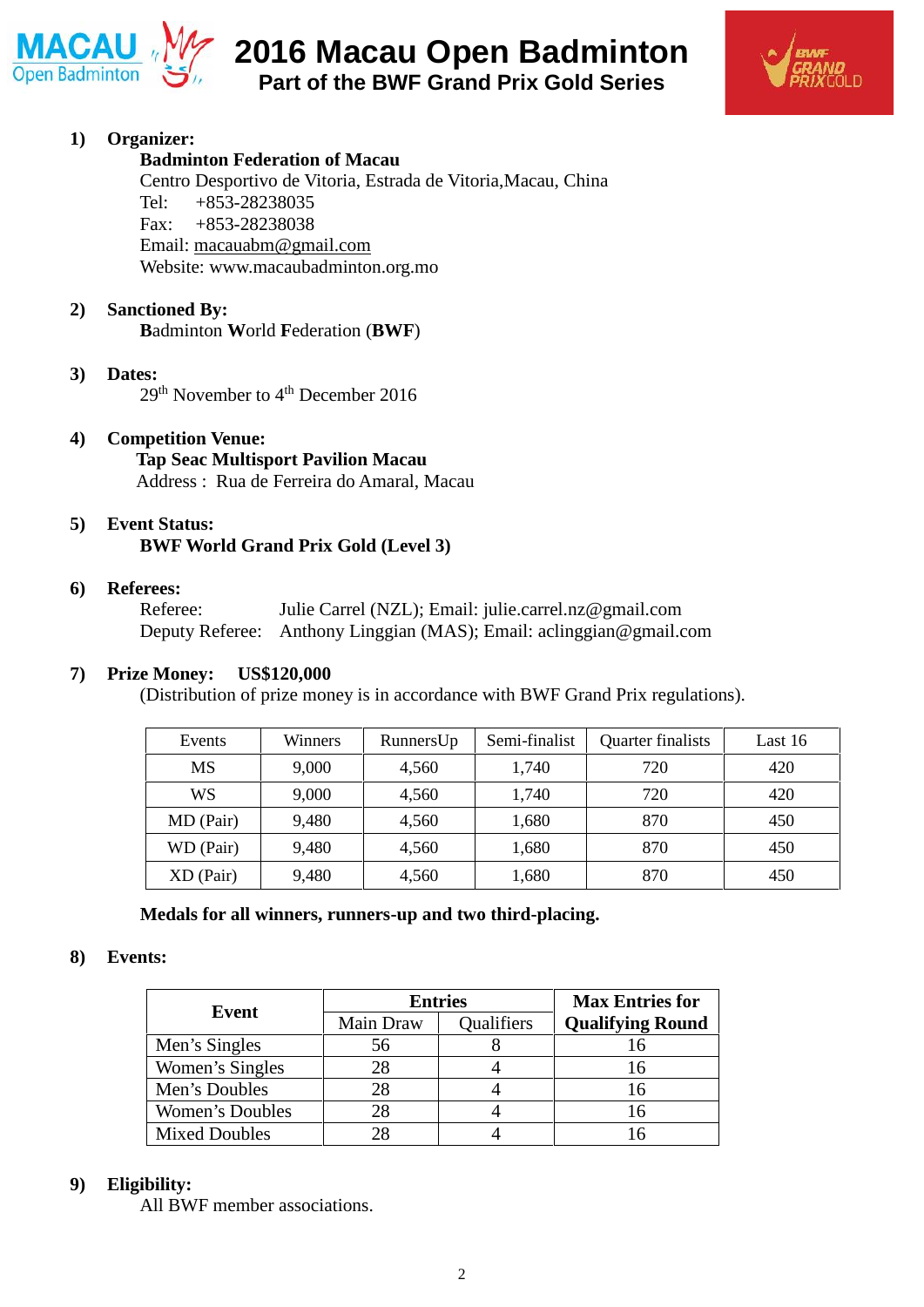# 2016 Macau Open Badminton

## Part of the BWF Grand Prix Gold Series

1) **Organizer:**
   **Badminton Federation of Macau**
   Centro Desportivo de Vitoria, Estrada de Vitoria,Macau, China
   Tel: +853-28238035
   Fax: +853-28238038
   Email: macauabm@gmail.com
   Website: www.macaubadminton.org.mo

2) **Sanctioned By:**
   **B**adminton **W**orld **F**ederation (**BWF**)

3) **Dates:**
   29th November to 4th December 2016

4) **Competition Venue:**
   **Tap Seac Multisport Pavilion Macau**
   Address : Rua de Ferreira do Amaral, Macau

5) **Event Status:**
   **BWF World Grand Prix Gold (Level 3)**

6) **Referees:**
   Referee: Julie Carrel (NZL); Email: julie.carrel.nz@gmail.com
   Deputy Referee: Anthony Linggian (MAS); Email: aclinggian@gmail.com

7) **Prize Money: US$120,000**
   (Distribution of prize money is in accordance with BWF Grand Prix regulations).

| Events | Winners | RunnersUp | Semi-finalist | Quarter finalists | Last 16 |
|---|---|---|---|---|---|
| MS | 9,000 | 4,560 | 1,740 | 720 | 420 |
| WS | 9,000 | 4,560 | 1,740 | 720 | 420 |
| MD (Pair) | 9,480 | 4,560 | 1,680 | 870 | 450 |
| WD (Pair) | 9,480 | 4,560 | 1,680 | 870 | 450 |
| XD (Pair) | 9,480 | 4,560 | 1,680 | 870 | 450 |

**Medals for all winners, runners-up and two third-placing.**

8) **Events:**

| Event | Entries | | Max Entries for Qualifying Round |
|---|---|---|---|
| | Main Draw | Qualifiers | |
| Men's Singles | 56 | 8 | 16 |
| Women's Singles | 28 | 4 | 16 |
| Men's Doubles | 28 | 4 | 16 |
| Women's Doubles | 28 | 4 | 16 |
| Mixed Doubles | 28 | 4 | 16 |

9) **Eligibility:**
   All BWF member associations.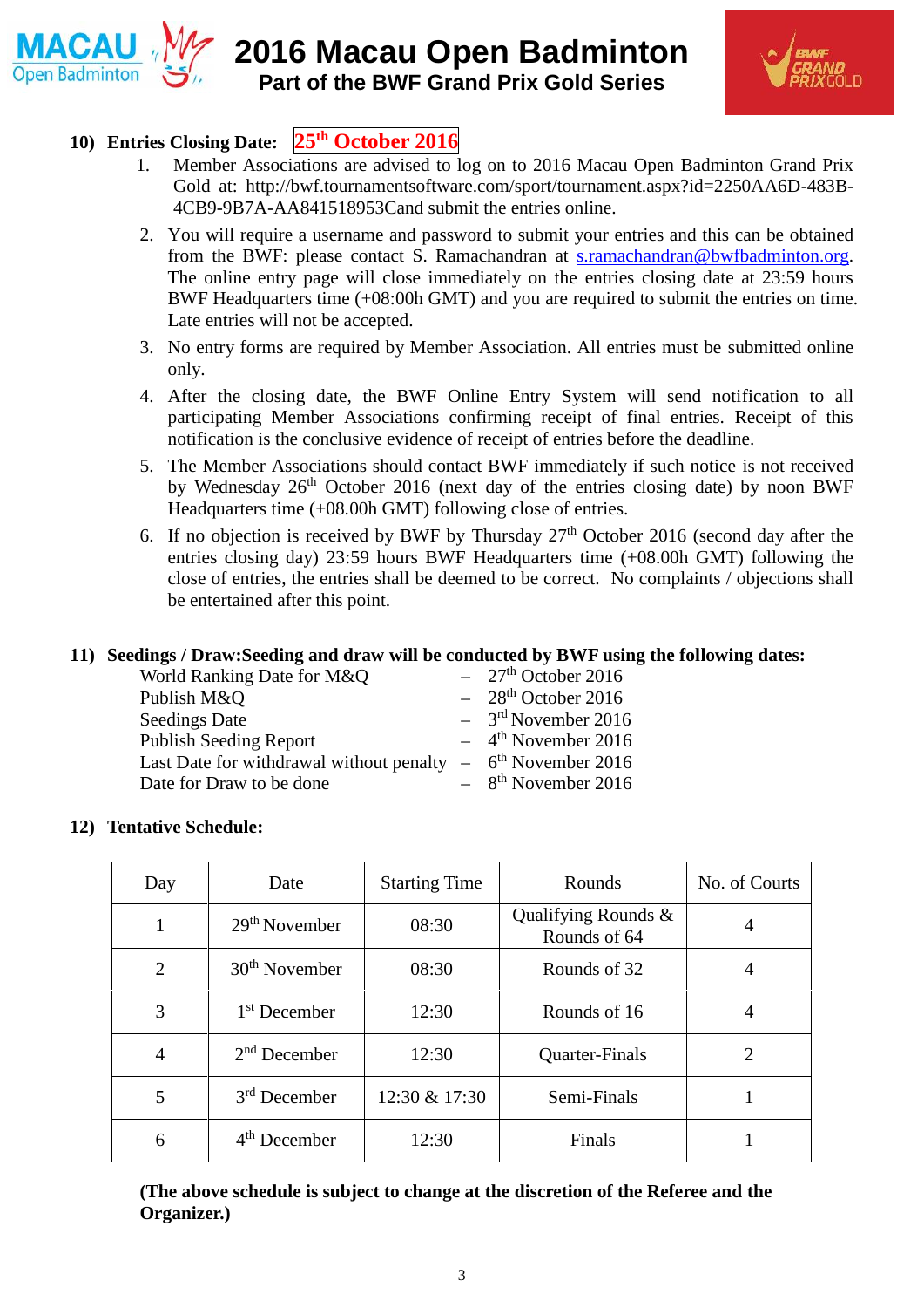**10) Entries Closing Date: 25th October 2016**

1. Member Associations are advised to log on to 2016 Macau Open Badminton Grand Prix Gold at: http://bwf.tournamentsoftware.com/sport/tournament.aspx?id=2250AA6D-483B-4CB9-9B7A-AA841518953Cand submit the entries online.
2. You will require a username and password to submit your entries and this can be obtained from the BWF: please contact S. Ramachandran at s.ramachandran@bwfbadminton.org. The online entry page will close immediately on the entries closing date at 23:59 hours BWF Headquarters time (+08:00h GMT) and you are required to submit the entries on time. Late entries will not be accepted.
3. No entry forms are required by Member Association. All entries must be submitted online only.
4. After the closing date, the BWF Online Entry System will send notification to all participating Member Associations confirming receipt of final entries. Receipt of this notification is the conclusive evidence of receipt of entries before the deadline.
5. The Member Associations should contact BWF immediately if such notice is not received by Wednesday 26th October 2016 (next day of the entries closing date) by noon BWF Headquarters time (+08.00h GMT) following close of entries.
6. If no objection is received by BWF by Thursday 27th October 2016 (second day after the entries closing day) 23:59 hours BWF Headquarters time (+08.00h GMT) following the close of entries, the entries shall be deemed to be correct. No complaints / objections shall be entertained after this point.

**11) Seedings / Draw:Seeding and draw will be conducted by BWF using the following dates:**

| | | |
|---|---|---|
| World Ranking Date for M&Q | – | 27th October 2016 |
| Publish M&Q | – | 28th October 2016 |
| Seedings Date | – | 3rd November 2016 |
| Publish Seeding Report | – | 4th November 2016 |
| Last Date for withdrawal without penalty | – | 6th November 2016 |
| Date for Draw to be done | – | 8th November 2016 |

**12) Tentative Schedule:**

| Day | Date | Starting Time | Rounds | No. of Courts |
|---|---|---|---|---|
| 1 | 29th November | 08:30 | Qualifying Rounds & Rounds of 64 | 4 |
| 2 | 30th November | 08:30 | Rounds of 32 | 4 |
| 3 | 1st December | 12:30 | Rounds of 16 | 4 |
| 4 | 2nd December | 12:30 | Quarter-Finals | 2 |
| 5 | 3rd December | 12:30 & 17:30 | Semi-Finals | 1 |
| 6 | 4th December | 12:30 | Finals | 1 |

**(The above schedule is subject to change at the discretion of the Referee and the Organizer.)**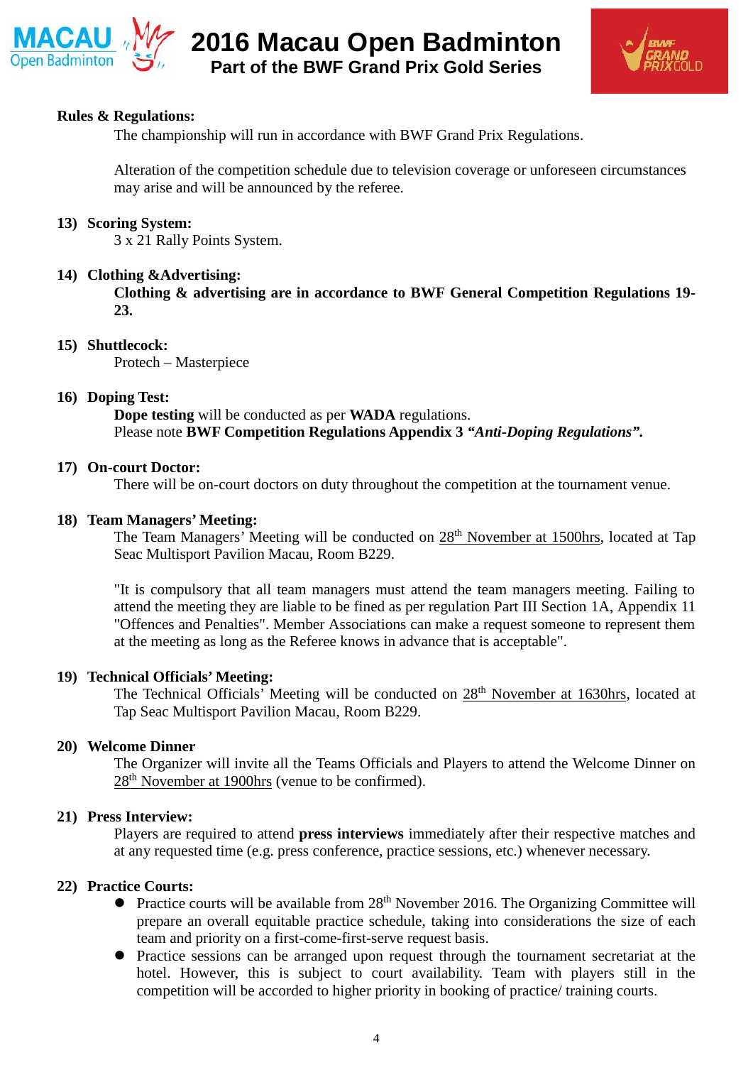**Rules & Regulations:**

The championship will run in accordance with BWF Grand Prix Regulations.

Alteration of the competition schedule due to television coverage or unforeseen circumstances may arise and will be announced by the referee.

**13) Scoring System:**

3 x 21 Rally Points System.

**14) Clothing &Advertising:**

**Clothing & advertising are in accordance to BWF General Competition Regulations 19-23.**

**15) Shuttlecock:**

Protech – Masterpiece

**16) Doping Test:**

**Dope testing** will be conducted as per **WADA** regulations.
Please note **BWF Competition Regulations Appendix 3 *"Anti-Doping Regulations"*.**

**17) On-court Doctor:**

There will be on-court doctors on duty throughout the competition at the tournament venue.

**18) Team Managers' Meeting:**

The Team Managers' Meeting will be conducted on 28th November at 1500hrs, located at Tap Seac Multisport Pavilion Macau, Room B229.

"It is compulsory that all team managers must attend the team managers meeting. Failing to attend the meeting they are liable to be fined as per regulation Part III Section 1A, Appendix 11 "Offences and Penalties". Member Associations can make a request someone to represent them at the meeting as long as the Referee knows in advance that is acceptable".

**19) Technical Officials' Meeting:**

The Technical Officials' Meeting will be conducted on 28th November at 1630hrs, located at Tap Seac Multisport Pavilion Macau, Room B229.

**20) Welcome Dinner**

The Organizer will invite all the Teams Officials and Players to attend the Welcome Dinner on 28th November at 1900hrs (venue to be confirmed).

**21) Press Interview:**

Players are required to attend **press interviews** immediately after their respective matches and at any requested time (e.g. press conference, practice sessions, etc.) whenever necessary.

**22) Practice Courts:**

- Practice courts will be available from 28th November 2016. The Organizing Committee will prepare an overall equitable practice schedule, taking into considerations the size of each team and priority on a first-come-first-serve request basis.
- Practice sessions can be arranged upon request through the tournament secretariat at the hotel. However, this is subject to court availability. Team with players still in the competition will be accorded to higher priority in booking of practice/ training courts.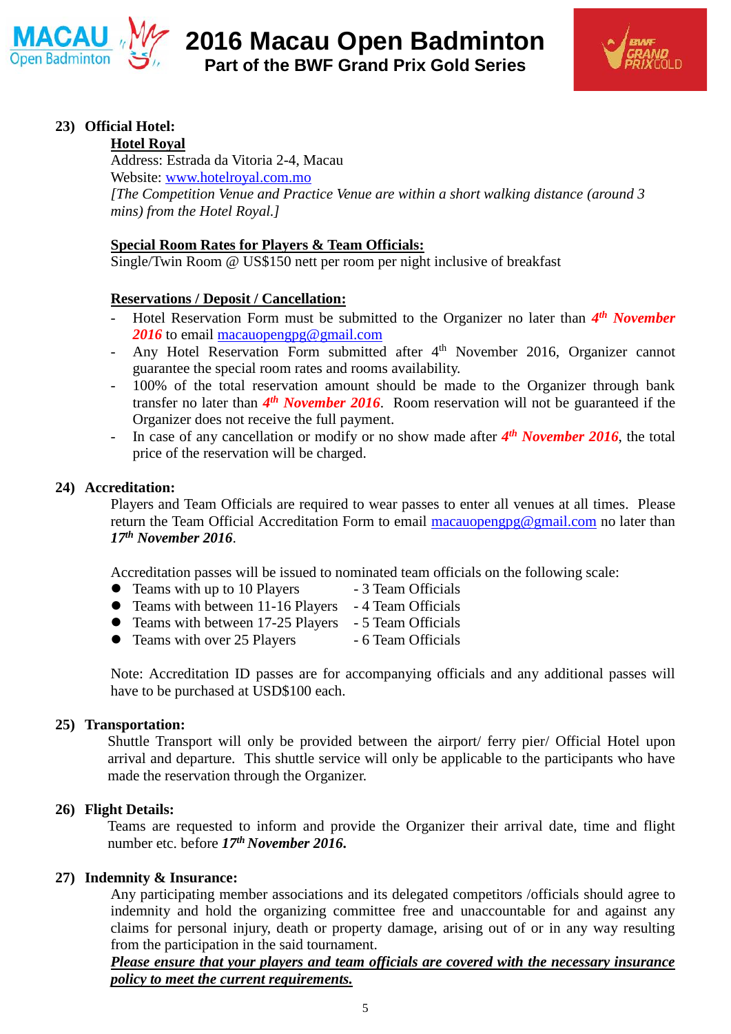**23) Official Hotel:**

**Hotel Royal**

Address: Estrada da Vitoria 2-4, Macau

Website: www.hotelroyal.com.mo

*[The Competition Venue and Practice Venue are within a short walking distance (around 3 mins) from the Hotel Royal.]*

**Special Room Rates for Players & Team Officials:**

Single/Twin Room @ US$150 nett per room per night inclusive of breakfast

**Reservations / Deposit / Cancellation:**

- Hotel Reservation Form must be submitted to the Organizer no later than ***4th November 2016*** to email macauopengpg@gmail.com
- Any Hotel Reservation Form submitted after 4th November 2016, Organizer cannot guarantee the special room rates and rooms availability.
- 100% of the total reservation amount should be made to the Organizer through bank transfer no later than ***4th November 2016***. Room reservation will not be guaranteed if the Organizer does not receive the full payment.
- In case of any cancellation or modify or no show made after ***4th November 2016***, the total price of the reservation will be charged.

**24) Accreditation:**

Players and Team Officials are required to wear passes to enter all venues at all times. Please return the Team Official Accreditation Form to email macauopengpg@gmail.com no later than ***17th November 2016***.

Accreditation passes will be issued to nominated team officials on the following scale:

- Teams with up to 10 Players - 3 Team Officials
- Teams with between 11-16 Players - 4 Team Officials
- Teams with between 17-25 Players - 5 Team Officials
- Teams with over 25 Players - 6 Team Officials

Note: Accreditation ID passes are for accompanying officials and any additional passes will have to be purchased at USD$100 each.

**25) Transportation:**

Shuttle Transport will only be provided between the airport/ ferry pier/ Official Hotel upon arrival and departure. This shuttle service will only be applicable to the participants who have made the reservation through the Organizer.

**26) Flight Details:**

Teams are requested to inform and provide the Organizer their arrival date, time and flight number etc. before ***17th November 2016.***

**27) Indemnity & Insurance:**

Any participating member associations and its delegated competitors /officials should agree to indemnity and hold the organizing committee free and unaccountable for and against any claims for personal injury, death or property damage, arising out of or in any way resulting from the participation in the said tournament.

***Please ensure that your players and team officials are covered with the necessary insurance policy to meet the current requirements.***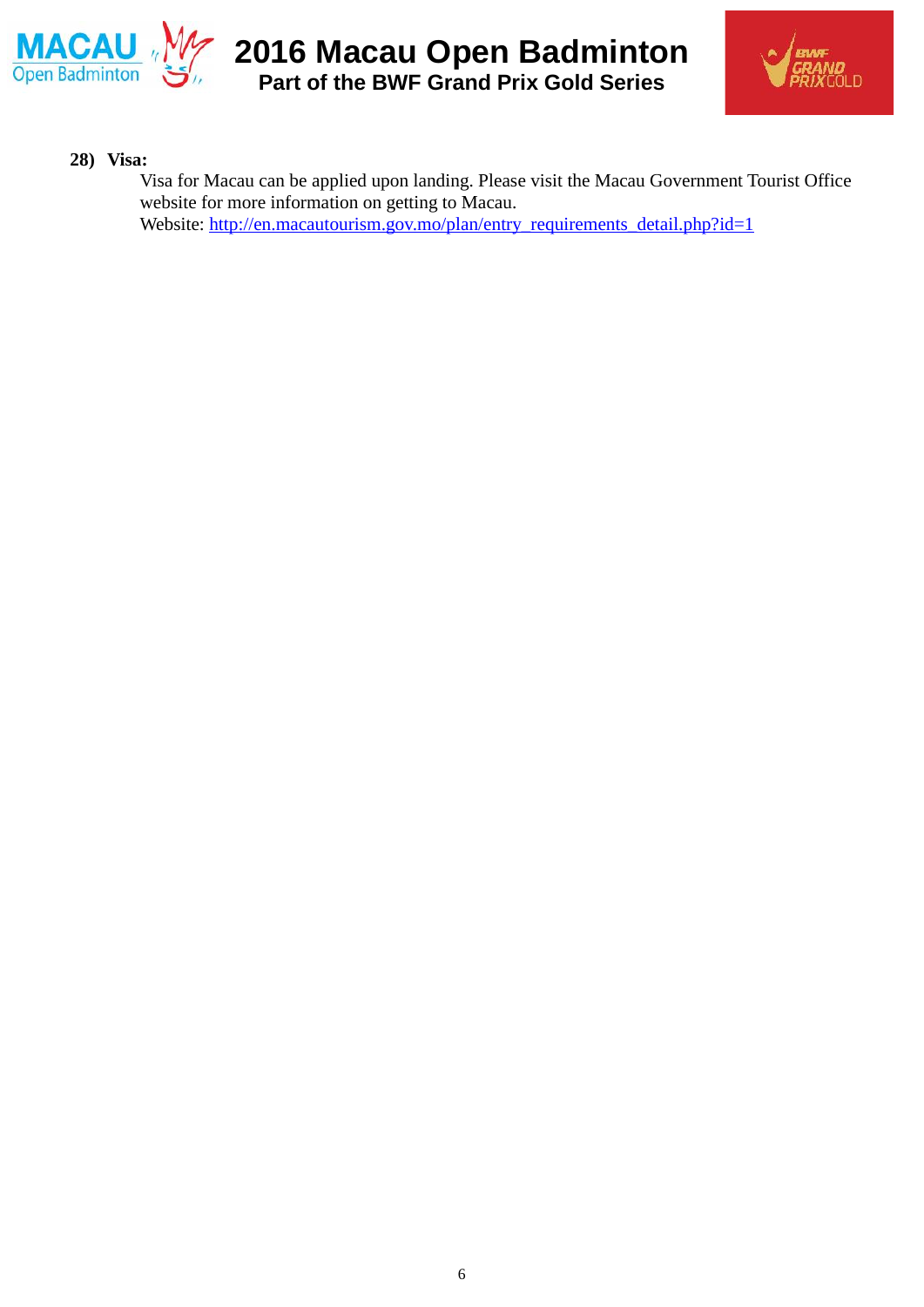**28) Visa:**

Visa for Macau can be applied upon landing. Please visit the Macau Government Tourist Office website for more information on getting to Macau.
Website: http://en.macautourism.gov.mo/plan/entry_requirements_detail.php?id=1